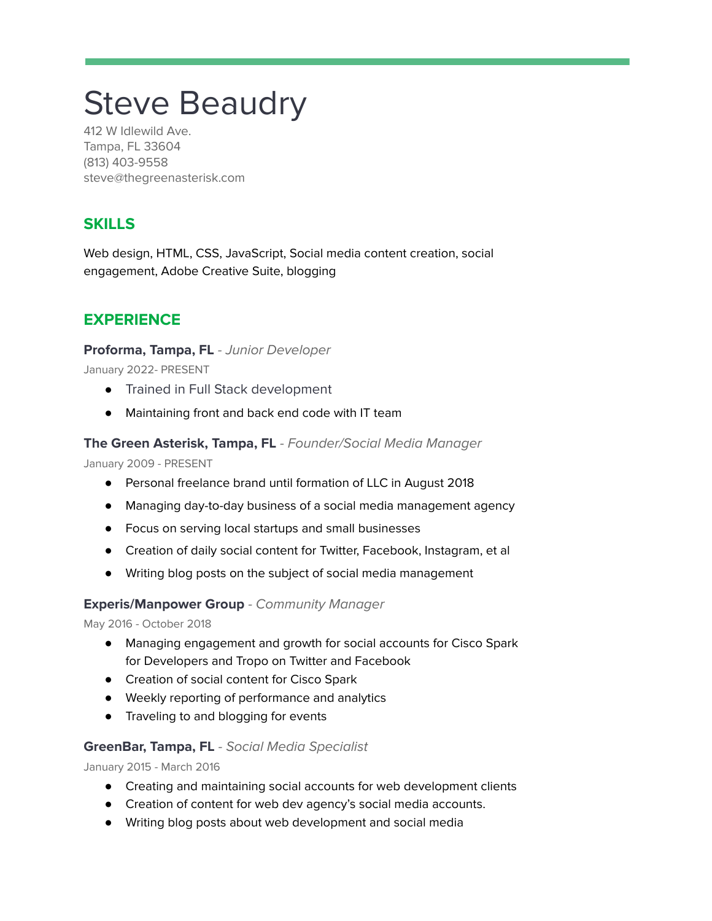# Steve Beaudry

412 W Idlewild Ave.
Tampa, FL 33604
(813) 403-9558
steve@thegreenasterisk.com

## SKILLS

Web design, HTML, CSS, JavaScript, Social media content creation, social engagement, Adobe Creative Suite, blogging

## EXPERIENCE

**Proforma, Tampa, FL** - *Junior Developer*

January 2022- PRESENT

- Trained in Full Stack development
- Maintaining front and back end code with IT team

**The Green Asterisk, Tampa, FL** - *Founder/Social Media Manager*

January 2009 - PRESENT

- Personal freelance brand until formation of LLC in August 2018
- Managing day-to-day business of a social media management agency
- Focus on serving local startups and small businesses
- Creation of daily social content for Twitter, Facebook, Instagram, et al
- Writing blog posts on the subject of social media management

**Experis/Manpower Group** - *Community Manager*

May 2016 - October 2018

- Managing engagement and growth for social accounts for Cisco Spark for Developers and Tropo on Twitter and Facebook
- Creation of social content for Cisco Spark
- Weekly reporting of performance and analytics
- Traveling to and blogging for events

**GreenBar, Tampa, FL** - *Social Media Specialist*

January 2015 - March 2016

- Creating and maintaining social accounts for web development clients
- Creation of content for web dev agency's social media accounts.
- Writing blog posts about web development and social media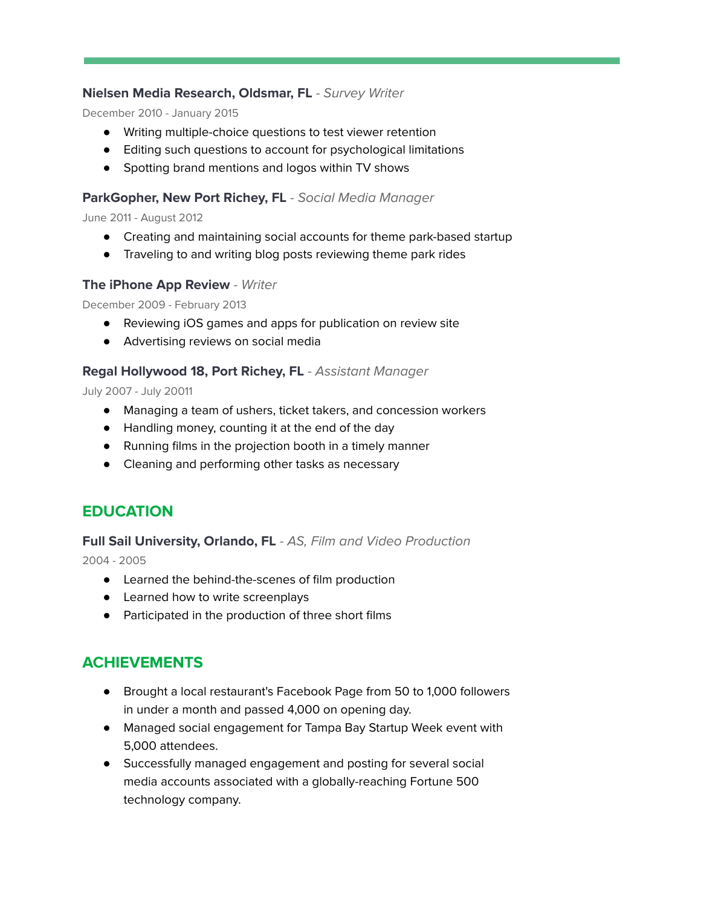**Nielsen Media Research, Oldsmar, FL** - *Survey Writer*

December 2010 - January 2015

- Writing multiple-choice questions to test viewer retention
- Editing such questions to account for psychological limitations
- Spotting brand mentions and logos within TV shows

**ParkGopher, New Port Richey, FL** - *Social Media Manager*

June 2011 - August 2012

- Creating and maintaining social accounts for theme park-based startup
- Traveling to and writing blog posts reviewing theme park rides

**The iPhone App Review** - *Writer*

December 2009 - February 2013

- Reviewing iOS games and apps for publication on review site
- Advertising reviews on social media

**Regal Hollywood 18, Port Richey, FL** - *Assistant Manager*

July 2007 - July 20011

- Managing a team of ushers, ticket takers, and concession workers
- Handling money, counting it at the end of the day
- Running films in the projection booth in a timely manner
- Cleaning and performing other tasks as necessary

## EDUCATION

**Full Sail University, Orlando, FL** - *AS, Film and Video Production*

2004 - 2005

- Learned the behind-the-scenes of film production
- Learned how to write screenplays
- Participated in the production of three short films

## ACHIEVEMENTS

- Brought a local restaurant's Facebook Page from 50 to 1,000 followers in under a month and passed 4,000 on opening day.
- Managed social engagement for Tampa Bay Startup Week event with 5,000 attendees.
- Successfully managed engagement and posting for several social media accounts associated with a globally-reaching Fortune 500 technology company.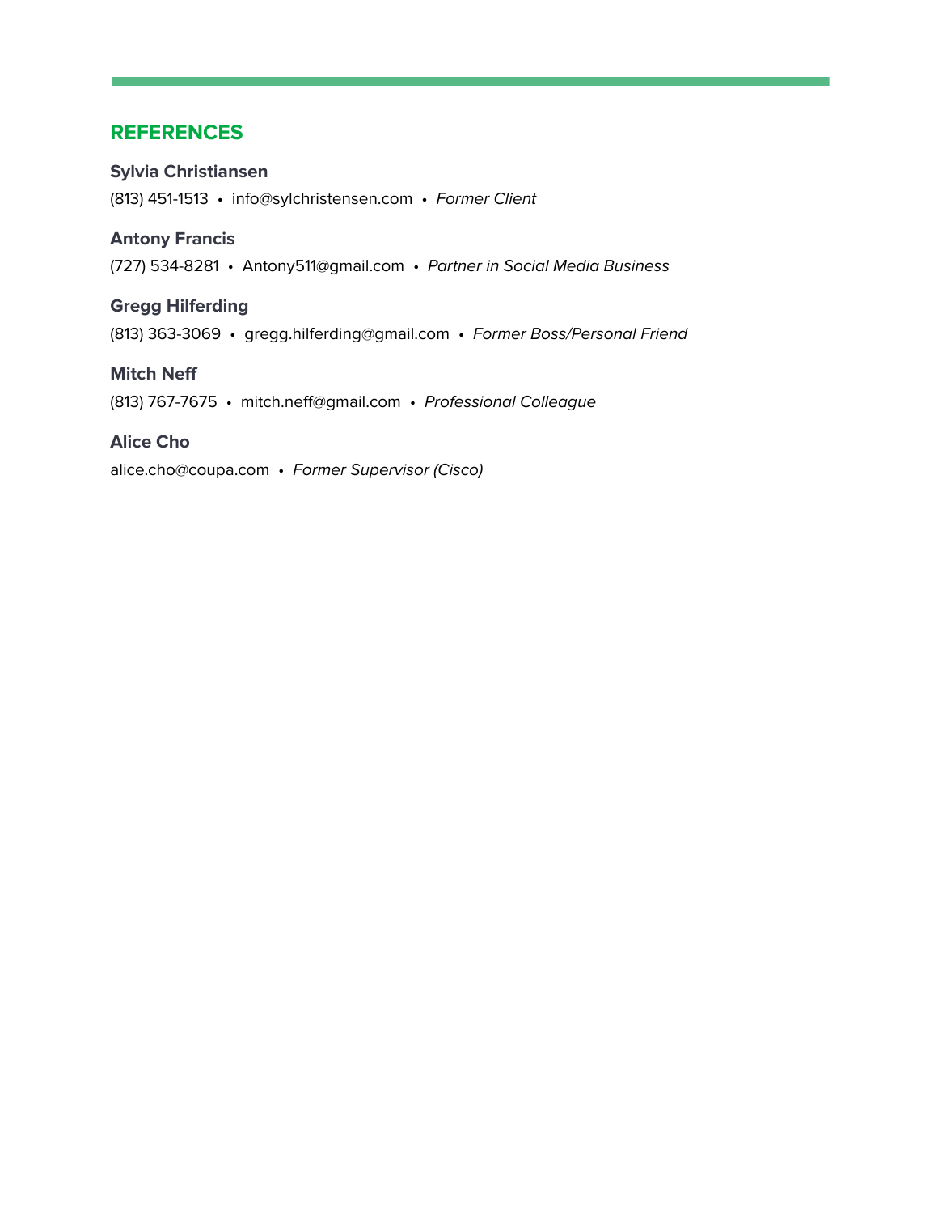## REFERENCES

**Sylvia Christiansen**
(813) 451-1513 • info@sylchristensen.com • *Former Client*

**Antony Francis**
(727) 534-8281 • Antony511@gmail.com • *Partner in Social Media Business*

**Gregg Hilferding**
(813) 363-3069 • gregg.hilferding@gmail.com • *Former Boss/Personal Friend*

**Mitch Neff**
(813) 767-7675 • mitch.neff@gmail.com • *Professional Colleague*

**Alice Cho**
alice.cho@coupa.com • *Former Supervisor (Cisco)*